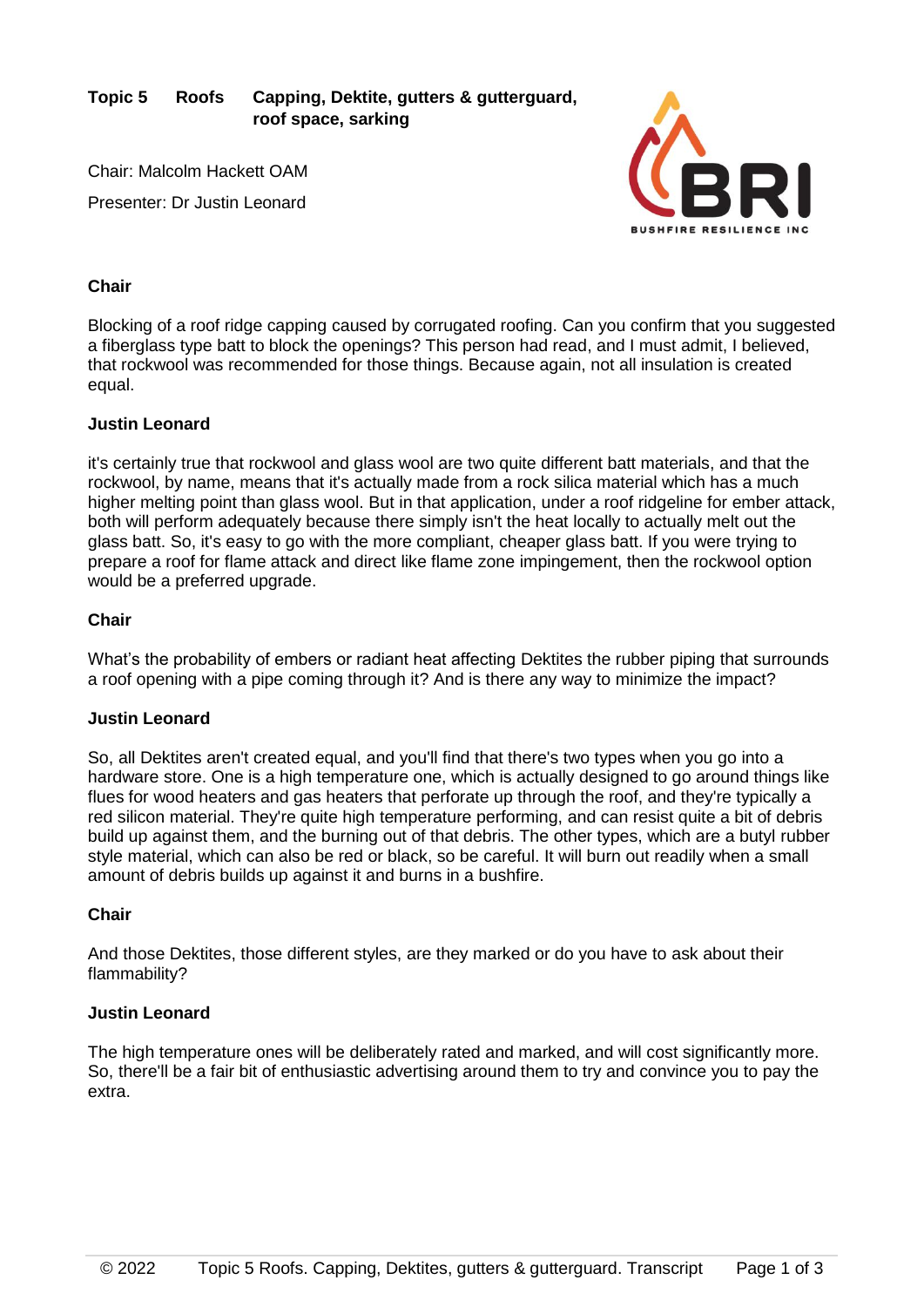**Topic 5 Roofs Capping, Dektite, gutters & gutterguard, roof space, sarking**

Chair: Malcolm Hackett OAM

Presenter: Dr Justin Leonard

**Chair**

Blocking of a roof ridge capping caused by corrugated roofing. Can you confirm that you suggested a fiberglass type batt to block the openings? This person had read, and I must admit, I believed, that rockwool was recommended for those things. Because again, not all insulation is created equal.

**Justin Leonard**

it's certainly true that rockwool and glass wool are two quite different batt materials, and that the rockwool, by name, means that it's actually made from a rock silica material which has a much higher melting point than glass wool. But in that application, under a roof ridgeline for ember attack, both will perform adequately because there simply isn't the heat locally to actually melt out the glass batt. So, it's easy to go with the more compliant, cheaper glass batt. If you were trying to prepare a roof for flame attack and direct like flame zone impingement, then the rockwool option would be a preferred upgrade.

**Chair**

What's the probability of embers or radiant heat affecting Dektites the rubber piping that surrounds a roof opening with a pipe coming through it? And is there any way to minimize the impact?

**Justin Leonard**

So, all Dektites aren't created equal, and you'll find that there's two types when you go into a hardware store. One is a high temperature one, which is actually designed to go around things like flues for wood heaters and gas heaters that perforate up through the roof, and they're typically a red silicon material. They're quite high temperature performing, and can resist quite a bit of debris build up against them, and the burning out of that debris. The other types, which are a butyl rubber style material, which can also be red or black, so be careful. It will burn out readily when a small amount of debris builds up against it and burns in a bushfire.

**Chair**

And those Dektites, those different styles, are they marked or do you have to ask about their flammability?

**Justin Leonard**

The high temperature ones will be deliberately rated and marked, and will cost significantly more. So, there'll be a fair bit of enthusiastic advertising around them to try and convince you to pay the extra.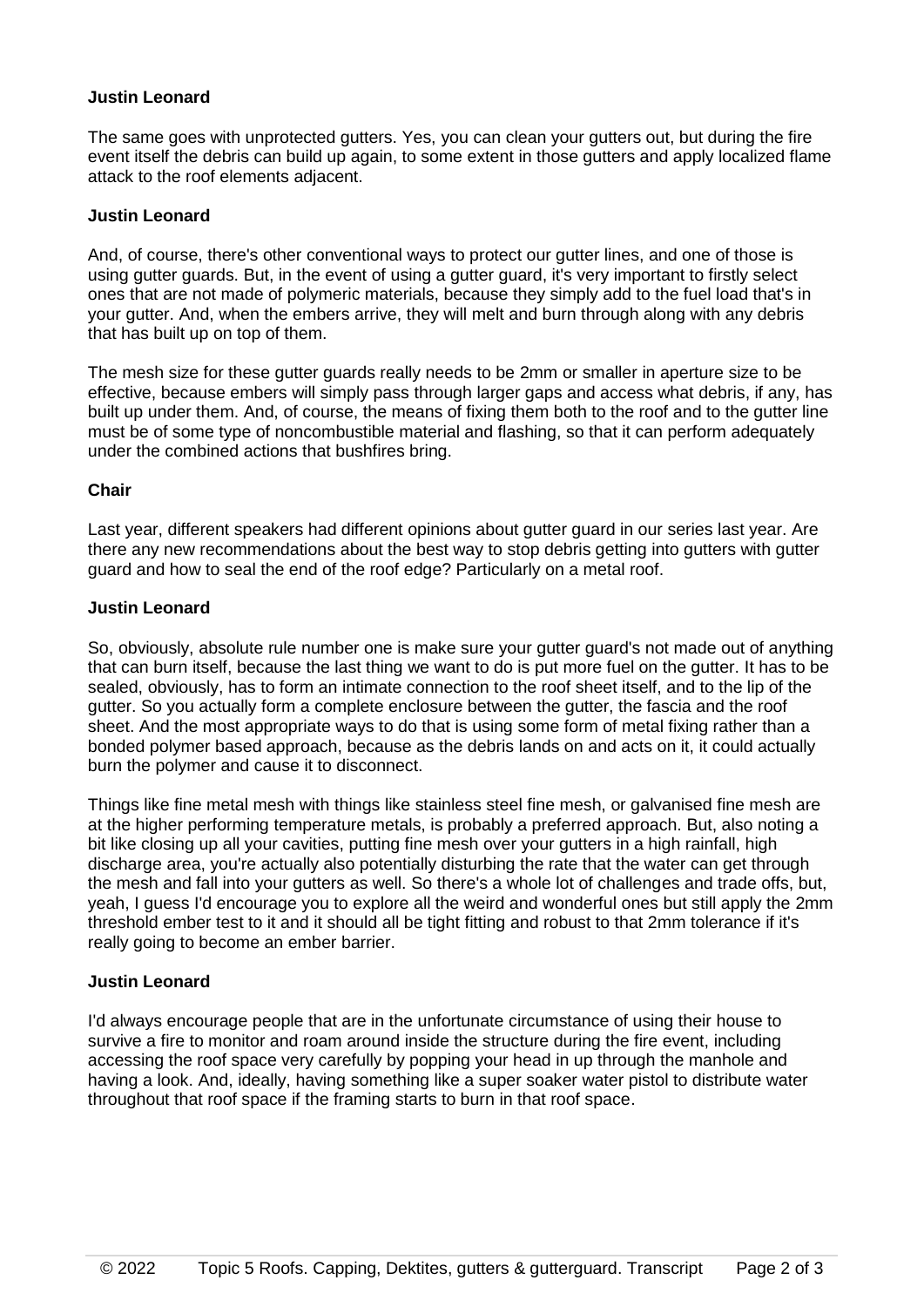**Justin Leonard**

The same goes with unprotected gutters. Yes, you can clean your gutters out, but during the fire event itself the debris can build up again, to some extent in those gutters and apply localized flame attack to the roof elements adjacent.

**Justin Leonard**

And, of course, there's other conventional ways to protect our gutter lines, and one of those is using gutter guards. But, in the event of using a gutter guard, it's very important to firstly select ones that are not made of polymeric materials, because they simply add to the fuel load that's in your gutter. And, when the embers arrive, they will melt and burn through along with any debris that has built up on top of them.

The mesh size for these gutter guards really needs to be 2mm or smaller in aperture size to be effective, because embers will simply pass through larger gaps and access what debris, if any, has built up under them. And, of course, the means of fixing them both to the roof and to the gutter line must be of some type of noncombustible material and flashing, so that it can perform adequately under the combined actions that bushfires bring.

**Chair**

Last year, different speakers had different opinions about gutter guard in our series last year. Are there any new recommendations about the best way to stop debris getting into gutters with gutter guard and how to seal the end of the roof edge? Particularly on a metal roof.

**Justin Leonard**

So, obviously, absolute rule number one is make sure your gutter guard's not made out of anything that can burn itself, because the last thing we want to do is put more fuel on the gutter. It has to be sealed, obviously, has to form an intimate connection to the roof sheet itself, and to the lip of the gutter. So you actually form a complete enclosure between the gutter, the fascia and the roof sheet. And the most appropriate ways to do that is using some form of metal fixing rather than a bonded polymer based approach, because as the debris lands on and acts on it, it could actually burn the polymer and cause it to disconnect.

Things like fine metal mesh with things like stainless steel fine mesh, or galvanised fine mesh are at the higher performing temperature metals, is probably a preferred approach. But, also noting a bit like closing up all your cavities, putting fine mesh over your gutters in a high rainfall, high discharge area, you're actually also potentially disturbing the rate that the water can get through the mesh and fall into your gutters as well. So there's a whole lot of challenges and trade offs, but, yeah, I guess I'd encourage you to explore all the weird and wonderful ones but still apply the 2mm threshold ember test to it and it should all be tight fitting and robust to that 2mm tolerance if it's really going to become an ember barrier.

**Justin Leonard**

I'd always encourage people that are in the unfortunate circumstance of using their house to survive a fire to monitor and roam around inside the structure during the fire event, including accessing the roof space very carefully by popping your head in up through the manhole and having a look. And, ideally, having something like a super soaker water pistol to distribute water throughout that roof space if the framing starts to burn in that roof space.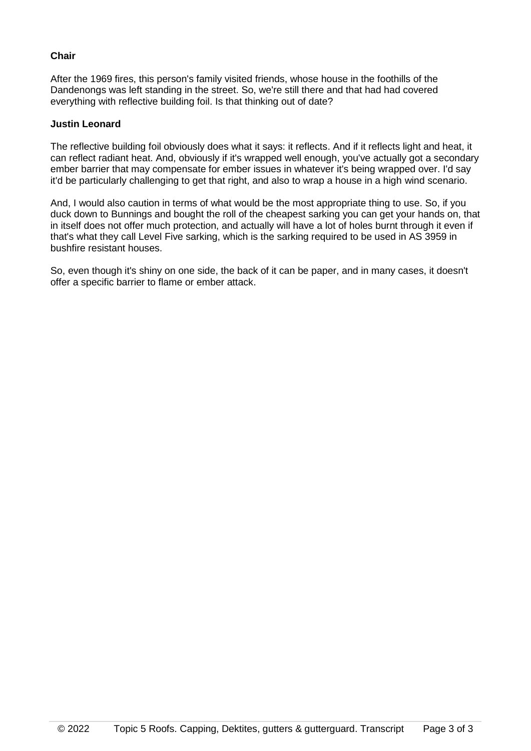**Chair**

After the 1969 fires, this person's family visited friends, whose house in the foothills of the Dandenongs was left standing in the street. So, we're still there and that had had covered everything with reflective building foil. Is that thinking out of date?

**Justin Leonard**

The reflective building foil obviously does what it says: it reflects. And if it reflects light and heat, it can reflect radiant heat. And, obviously if it's wrapped well enough, you've actually got a secondary ember barrier that may compensate for ember issues in whatever it's being wrapped over. I'd say it'd be particularly challenging to get that right, and also to wrap a house in a high wind scenario.

And, I would also caution in terms of what would be the most appropriate thing to use. So, if you duck down to Bunnings and bought the roll of the cheapest sarking you can get your hands on, that in itself does not offer much protection, and actually will have a lot of holes burnt through it even if that's what they call Level Five sarking, which is the sarking required to be used in AS 3959 in bushfire resistant houses.

So, even though it's shiny on one side, the back of it can be paper, and in many cases, it doesn't offer a specific barrier to flame or ember attack.